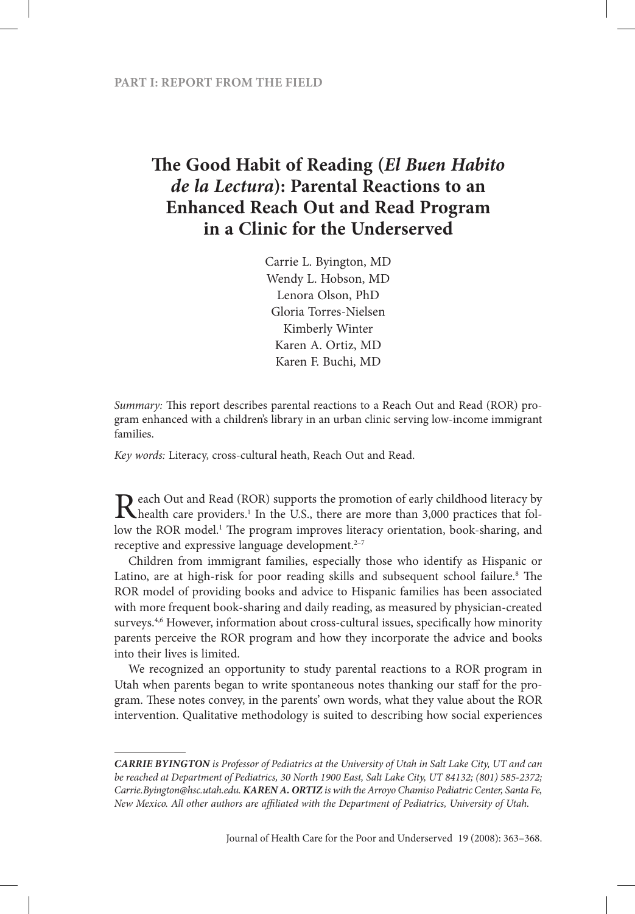PART I: REPORT FROM THE FIELD

# The Good Habit of Reading (*El Buen Habito de la Lectura*): Parental Reactions to an Enhanced Reach Out and Read Program in a Clinic for the Underserved

Carrie L. Byington, MD
Wendy L. Hobson, MD
Lenora Olson, PhD
Gloria Torres-Nielsen
Kimberly Winter
Karen A. Ortiz, MD
Karen F. Buchi, MD

*Summary:* This report describes parental reactions to a Reach Out and Read (ROR) program enhanced with a children's library in an urban clinic serving low-income immigrant families.

*Key words:* Literacy, cross-cultural heath, Reach Out and Read.

Reach Out and Read (ROR) supports the promotion of early childhood literacy by health care providers.[1] In the U.S., there are more than 3,000 practices that follow the ROR model.[1] The program improves literacy orientation, book-sharing, and receptive and expressive language development.[2–7]

Children from immigrant families, especially those who identify as Hispanic or Latino, are at high-risk for poor reading skills and subsequent school failure.[8] The ROR model of providing books and advice to Hispanic families has been associated with more frequent book-sharing and daily reading, as measured by physician-created surveys.[4,6] However, information about cross-cultural issues, specifically how minority parents perceive the ROR program and how they incorporate the advice and books into their lives is limited.

We recognized an opportunity to study parental reactions to a ROR program in Utah when parents began to write spontaneous notes thanking our staff for the program. These notes convey, in the parents' own words, what they value about the ROR intervention. Qualitative methodology is suited to describing how social experiences

---

***CARRIE BYINGTON** is Professor of Pediatrics at the University of Utah in Salt Lake City, UT and can be reached at Department of Pediatrics, 30 North 1900 East, Salt Lake City, UT 84132; (801) 585-2372; Carrie.Byington@hsc.utah.edu. **KAREN A. ORTIZ** is with the Arroyo Chamiso Pediatric Center, Santa Fe, New Mexico. All other authors are affiliated with the Department of Pediatrics, University of Utah.*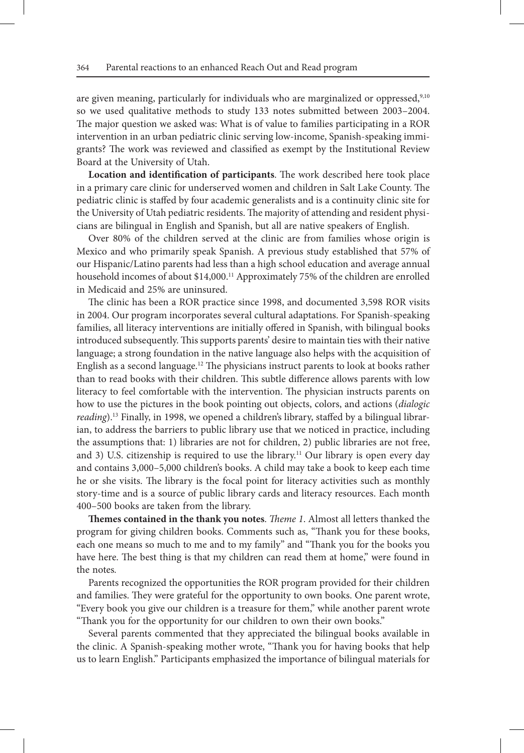are given meaning, particularly for individuals who are marginalized or oppressed,[9,10] so we used qualitative methods to study 133 notes submitted between 2003–2004. The major question we asked was: What is of value to families participating in a ROR intervention in an urban pediatric clinic serving low-income, Spanish-speaking immigrants? The work was reviewed and classified as exempt by the Institutional Review Board at the University of Utah.

**Location and identification of participants**. The work described here took place in a primary care clinic for underserved women and children in Salt Lake County. The pediatric clinic is staffed by four academic generalists and is a continuity clinic site for the University of Utah pediatric residents. The majority of attending and resident physicians are bilingual in English and Spanish, but all are native speakers of English.

Over 80% of the children served at the clinic are from families whose origin is Mexico and who primarily speak Spanish. A previous study established that 57% of our Hispanic/Latino parents had less than a high school education and average annual household incomes of about $14,000.[11] Approximately 75% of the children are enrolled in Medicaid and 25% are uninsured.

The clinic has been a ROR practice since 1998, and documented 3,598 ROR visits in 2004. Our program incorporates several cultural adaptations. For Spanish-speaking families, all literacy interventions are initially offered in Spanish, with bilingual books introduced subsequently. This supports parents' desire to maintain ties with their native language; a strong foundation in the native language also helps with the acquisition of English as a second language.[12] The physicians instruct parents to look at books rather than to read books with their children. This subtle difference allows parents with low literacy to feel comfortable with the intervention. The physician instructs parents on how to use the pictures in the book pointing out objects, colors, and actions (*dialogic reading*).[13] Finally, in 1998, we opened a children's library, staffed by a bilingual librarian, to address the barriers to public library use that we noticed in practice, including the assumptions that: 1) libraries are not for children, 2) public libraries are not free, and 3) U.S. citizenship is required to use the library.[11] Our library is open every day and contains 3,000–5,000 children's books. A child may take a book to keep each time he or she visits. The library is the focal point for literacy activities such as monthly story-time and is a source of public library cards and literacy resources. Each month 400–500 books are taken from the library.

**Themes contained in the thank you notes**. *Theme 1*. Almost all letters thanked the program for giving children books. Comments such as, "Thank you for these books, each one means so much to me and to my family" and "Thank you for the books you have here. The best thing is that my children can read them at home," were found in the notes.

Parents recognized the opportunities the ROR program provided for their children and families. They were grateful for the opportunity to own books. One parent wrote, "Every book you give our children is a treasure for them," while another parent wrote "Thank you for the opportunity for our children to own their own books."

Several parents commented that they appreciated the bilingual books available in the clinic. A Spanish-speaking mother wrote, "Thank you for having books that help us to learn English." Participants emphasized the importance of bilingual materials for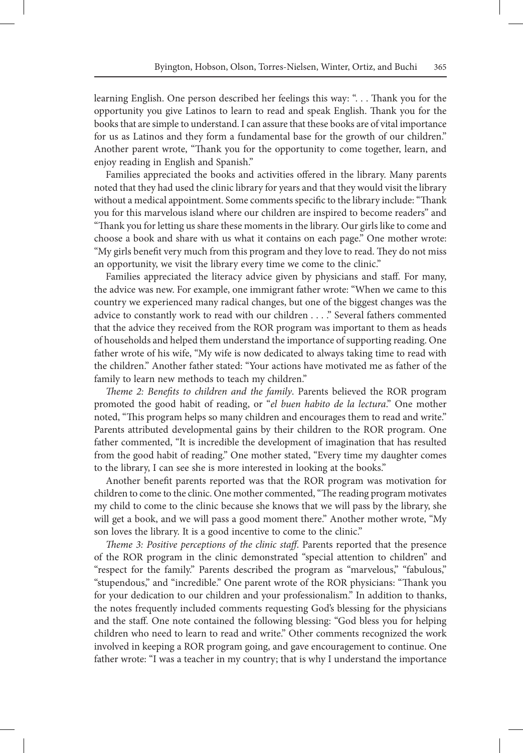learning English. One person described her feelings this way: ". . . Thank you for the opportunity you give Latinos to learn to read and speak English. Thank you for the books that are simple to understand. I can assure that these books are of vital importance for us as Latinos and they form a fundamental base for the growth of our children." Another parent wrote, "Thank you for the opportunity to come together, learn, and enjoy reading in English and Spanish."

Families appreciated the books and activities offered in the library. Many parents noted that they had used the clinic library for years and that they would visit the library without a medical appointment. Some comments specific to the library include: "Thank you for this marvelous island where our children are inspired to become readers" and "Thank you for letting us share these moments in the library. Our girls like to come and choose a book and share with us what it contains on each page." One mother wrote: "My girls benefit very much from this program and they love to read. They do not miss an opportunity, we visit the library every time we come to the clinic."

Families appreciated the literacy advice given by physicians and staff. For many, the advice was new. For example, one immigrant father wrote: "When we came to this country we experienced many radical changes, but one of the biggest changes was the advice to constantly work to read with our children . . . ." Several fathers commented that the advice they received from the ROR program was important to them as heads of households and helped them understand the importance of supporting reading. One father wrote of his wife, "My wife is now dedicated to always taking time to read with the children." Another father stated: "Your actions have motivated me as father of the family to learn new methods to teach my children."

*Theme 2: Benefits to children and the family*. Parents believed the ROR program promoted the good habit of reading, or "*el buen habito de la lectura*." One mother noted, "This program helps so many children and encourages them to read and write." Parents attributed developmental gains by their children to the ROR program. One father commented, "It is incredible the development of imagination that has resulted from the good habit of reading." One mother stated, "Every time my daughter comes to the library, I can see she is more interested in looking at the books."

Another benefit parents reported was that the ROR program was motivation for children to come to the clinic. One mother commented, "The reading program motivates my child to come to the clinic because she knows that we will pass by the library, she will get a book, and we will pass a good moment there." Another mother wrote, "My son loves the library. It is a good incentive to come to the clinic."

*Theme 3: Positive perceptions of the clinic staff*. Parents reported that the presence of the ROR program in the clinic demonstrated "special attention to children" and "respect for the family." Parents described the program as "marvelous," "fabulous," "stupendous," and "incredible." One parent wrote of the ROR physicians: "Thank you for your dedication to our children and your professionalism." In addition to thanks, the notes frequently included comments requesting God's blessing for the physicians and the staff. One note contained the following blessing: "God bless you for helping children who need to learn to read and write." Other comments recognized the work involved in keeping a ROR program going, and gave encouragement to continue. One father wrote: "I was a teacher in my country; that is why I understand the importance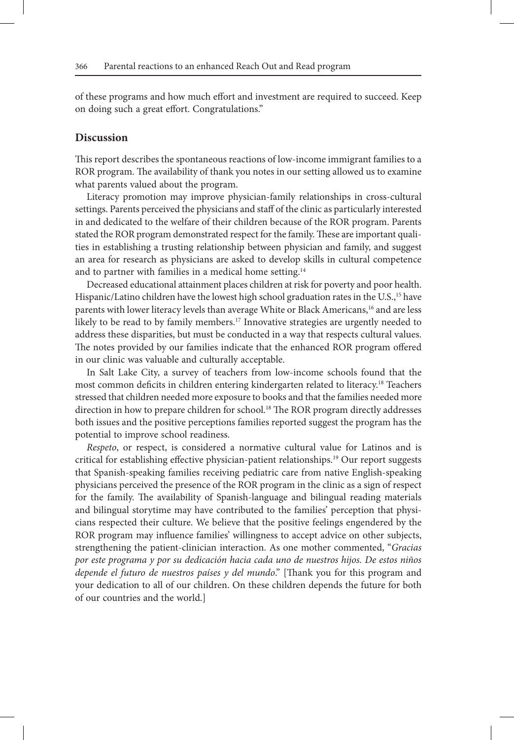of these programs and how much effort and investment are required to succeed. Keep on doing such a great effort. Congratulations."

## Discussion

This report describes the spontaneous reactions of low-income immigrant families to a ROR program. The availability of thank you notes in our setting allowed us to examine what parents valued about the program.

Literacy promotion may improve physician-family relationships in cross-cultural settings. Parents perceived the physicians and staff of the clinic as particularly interested in and dedicated to the welfare of their children because of the ROR program. Parents stated the ROR program demonstrated respect for the family. These are important qualities in establishing a trusting relationship between physician and family, and suggest an area for research as physicians are asked to develop skills in cultural competence and to partner with families in a medical home setting.[14]

Decreased educational attainment places children at risk for poverty and poor health. Hispanic/Latino children have the lowest high school graduation rates in the U.S.,[15] have parents with lower literacy levels than average White or Black Americans,[16] and are less likely to be read to by family members.[17] Innovative strategies are urgently needed to address these disparities, but must be conducted in a way that respects cultural values. The notes provided by our families indicate that the enhanced ROR program offered in our clinic was valuable and culturally acceptable.

In Salt Lake City, a survey of teachers from low-income schools found that the most common deficits in children entering kindergarten related to literacy.[18] Teachers stressed that children needed more exposure to books and that the families needed more direction in how to prepare children for school.[18] The ROR program directly addresses both issues and the positive perceptions families reported suggest the program has the potential to improve school readiness.

*Respeto*, or respect, is considered a normative cultural value for Latinos and is critical for establishing effective physician-patient relationships.[19] Our report suggests that Spanish-speaking families receiving pediatric care from native English-speaking physicians perceived the presence of the ROR program in the clinic as a sign of respect for the family. The availability of Spanish-language and bilingual reading materials and bilingual storytime may have contributed to the families' perception that physicians respected their culture. We believe that the positive feelings engendered by the ROR program may influence families' willingness to accept advice on other subjects, strengthening the patient-clinician interaction. As one mother commented, "*Gracias por este programa y por su dedicación hacia cada uno de nuestros hijos. De estos niños depende el futuro de nuestros países y del mundo*." [Thank you for this program and your dedication to all of our children. On these children depends the future for both of our countries and the world.]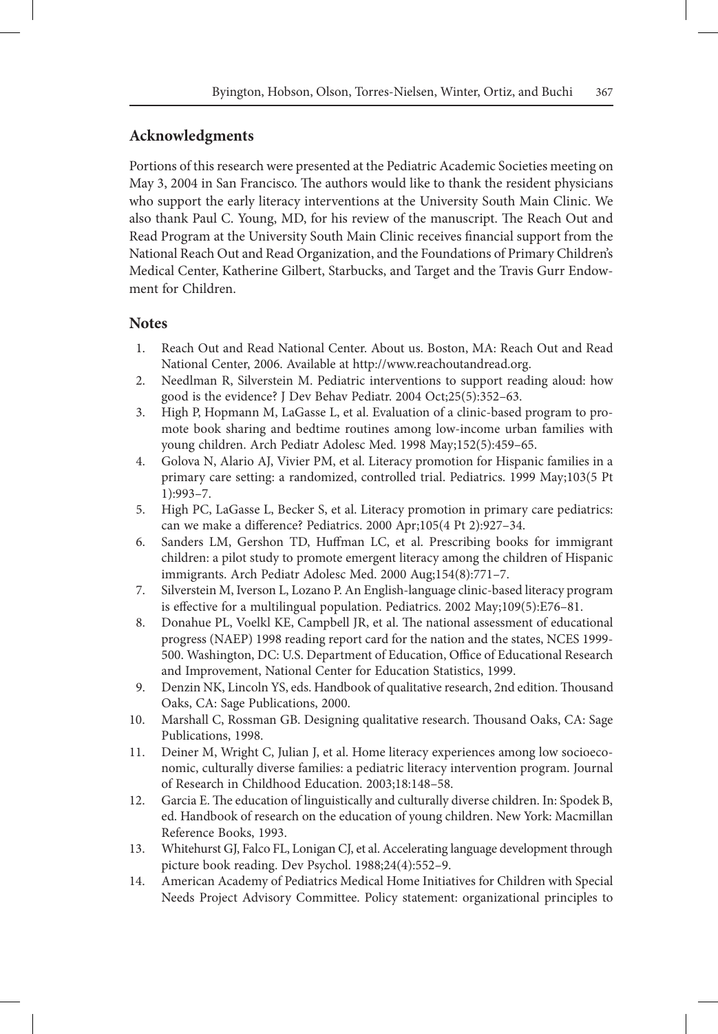## Acknowledgments

Portions of this research were presented at the Pediatric Academic Societies meeting on May 3, 2004 in San Francisco. The authors would like to thank the resident physicians who support the early literacy interventions at the University South Main Clinic. We also thank Paul C. Young, MD, for his review of the manuscript. The Reach Out and Read Program at the University South Main Clinic receives financial support from the National Reach Out and Read Organization, and the Foundations of Primary Children's Medical Center, Katherine Gilbert, Starbucks, and Target and the Travis Gurr Endowment for Children.

## Notes

1. Reach Out and Read National Center. About us. Boston, MA: Reach Out and Read National Center, 2006. Available at http://www.reachoutandread.org.
2. Needlman R, Silverstein M. Pediatric interventions to support reading aloud: how good is the evidence? J Dev Behav Pediatr. 2004 Oct;25(5):352–63.
3. High P, Hopmann M, LaGasse L, et al. Evaluation of a clinic-based program to promote book sharing and bedtime routines among low-income urban families with young children. Arch Pediatr Adolesc Med. 1998 May;152(5):459–65.
4. Golova N, Alario AJ, Vivier PM, et al. Literacy promotion for Hispanic families in a primary care setting: a randomized, controlled trial. Pediatrics. 1999 May;103(5 Pt 1):993–7.
5. High PC, LaGasse L, Becker S, et al. Literacy promotion in primary care pediatrics: can we make a difference? Pediatrics. 2000 Apr;105(4 Pt 2):927–34.
6. Sanders LM, Gershon TD, Huffman LC, et al. Prescribing books for immigrant children: a pilot study to promote emergent literacy among the children of Hispanic immigrants. Arch Pediatr Adolesc Med. 2000 Aug;154(8):771–7.
7. Silverstein M, Iverson L, Lozano P. An English-language clinic-based literacy program is effective for a multilingual population. Pediatrics. 2002 May;109(5):E76–81.
8. Donahue PL, Voelkl KE, Campbell JR, et al. The national assessment of educational progress (NAEP) 1998 reading report card for the nation and the states, NCES 1999-500. Washington, DC: U.S. Department of Education, Office of Educational Research and Improvement, National Center for Education Statistics, 1999.
9. Denzin NK, Lincoln YS, eds. Handbook of qualitative research, 2nd edition. Thousand Oaks, CA: Sage Publications, 2000.
10. Marshall C, Rossman GB. Designing qualitative research. Thousand Oaks, CA: Sage Publications, 1998.
11. Deiner M, Wright C, Julian J, et al. Home literacy experiences among low socioeconomic, culturally diverse families: a pediatric literacy intervention program. Journal of Research in Childhood Education. 2003;18:148–58.
12. Garcia E. The education of linguistically and culturally diverse children. In: Spodek B, ed. Handbook of research on the education of young children. New York: Macmillan Reference Books, 1993.
13. Whitehurst GJ, Falco FL, Lonigan CJ, et al. Accelerating language development through picture book reading. Dev Psychol. 1988;24(4):552–9.
14. American Academy of Pediatrics Medical Home Initiatives for Children with Special Needs Project Advisory Committee. Policy statement: organizational principles to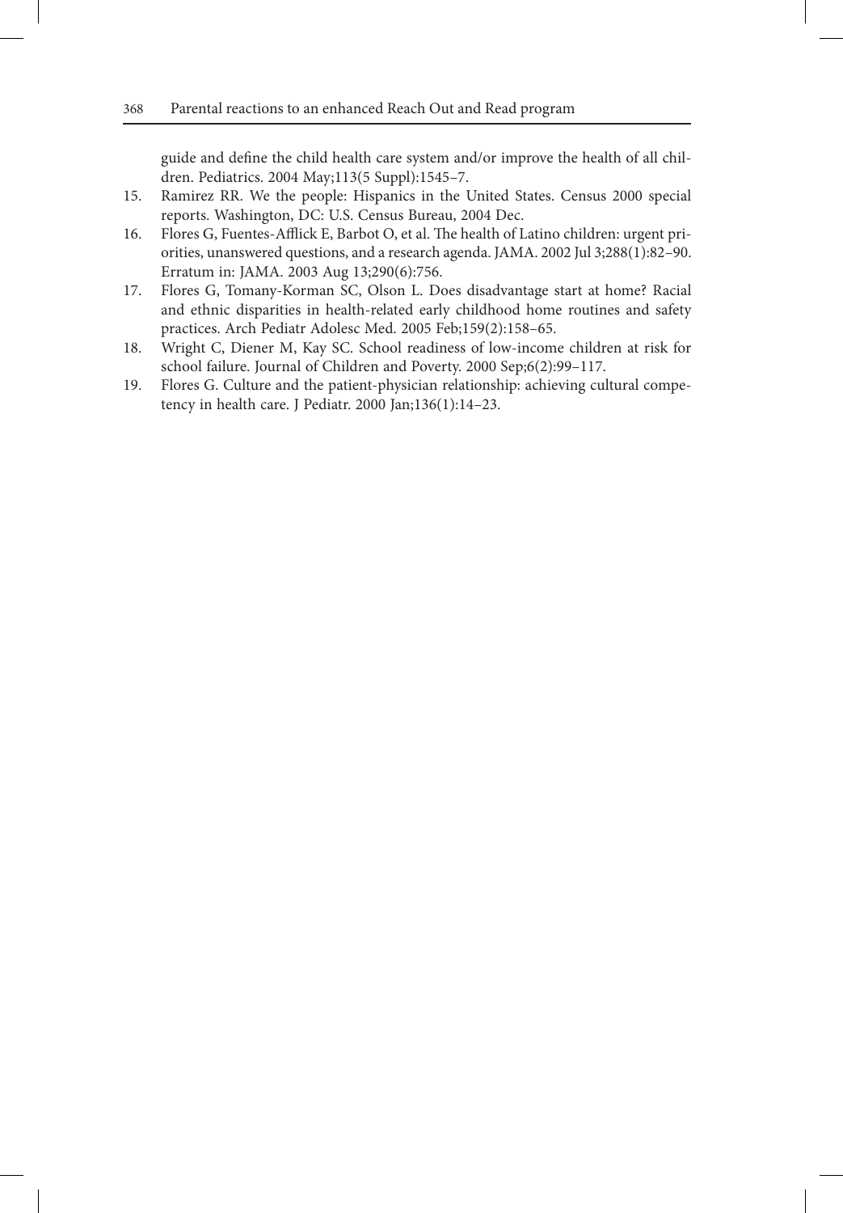guide and define the child health care system and/or improve the health of all children. Pediatrics. 2004 May;113(5 Suppl):1545–7.

15. Ramirez RR. We the people: Hispanics in the United States. Census 2000 special reports. Washington, DC: U.S. Census Bureau, 2004 Dec.
16. Flores G, Fuentes-Afflick E, Barbot O, et al. The health of Latino children: urgent priorities, unanswered questions, and a research agenda. JAMA. 2002 Jul 3;288(1):82–90. Erratum in: JAMA. 2003 Aug 13;290(6):756.
17. Flores G, Tomany-Korman SC, Olson L. Does disadvantage start at home? Racial and ethnic disparities in health-related early childhood home routines and safety practices. Arch Pediatr Adolesc Med. 2005 Feb;159(2):158–65.
18. Wright C, Diener M, Kay SC. School readiness of low-income children at risk for school failure. Journal of Children and Poverty. 2000 Sep;6(2):99–117.
19. Flores G. Culture and the patient-physician relationship: achieving cultural competency in health care. J Pediatr. 2000 Jan;136(1):14–23.